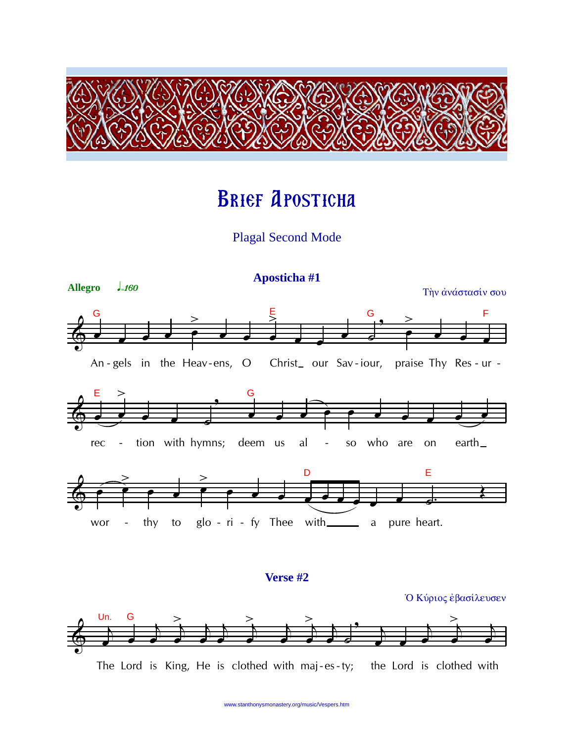# Brief Aposticha

Plagal Second Mode

## Aposticha #1

**Allegro** ♩=160

Τὴν ἀνάστασίν σου

An-gels in the Heav-ens, O Christ our Sav-iour, praise Thy Res-ur-rec-tion with hymns; deem us al-so who are on earth wor-thy to glo-ri-fy Thee with a pure heart.

## Verse #2

Ὁ Κύριος ἐβασίλευσεν

The Lord is King, He is clothed with maj-es-ty; the Lord is clothed with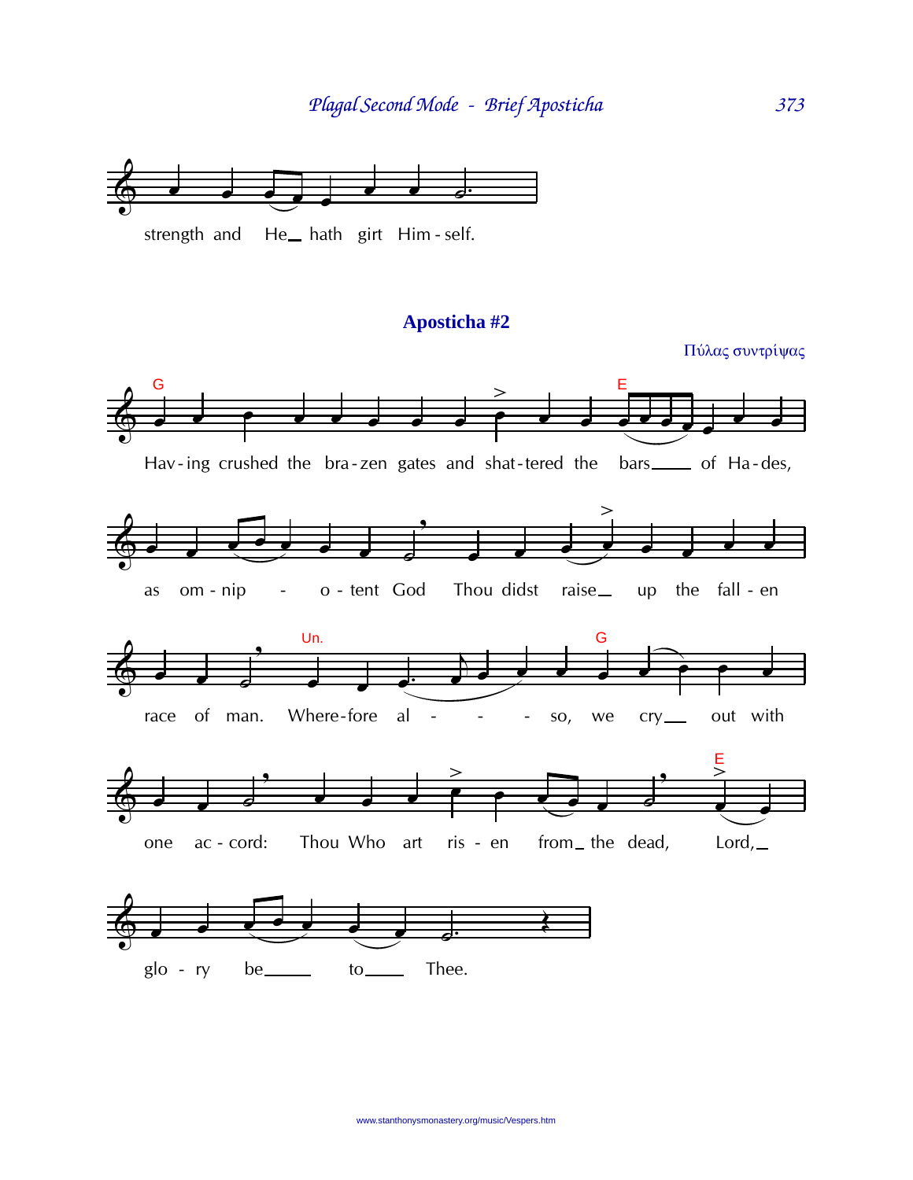strength and He hath girt Him-self.

## Aposticha #2

Πύλας συντρίψας

Hav-ing crushed the bra-zen gates and shat-tered the bars of Ha-des, as om-nip - o-tent God Thou didst raise up the fall-en race of man. Where-fore al - - - so, we cry out with one ac-cord: Thou Who art ris-en from the dead, Lord, glo-ry be to Thee.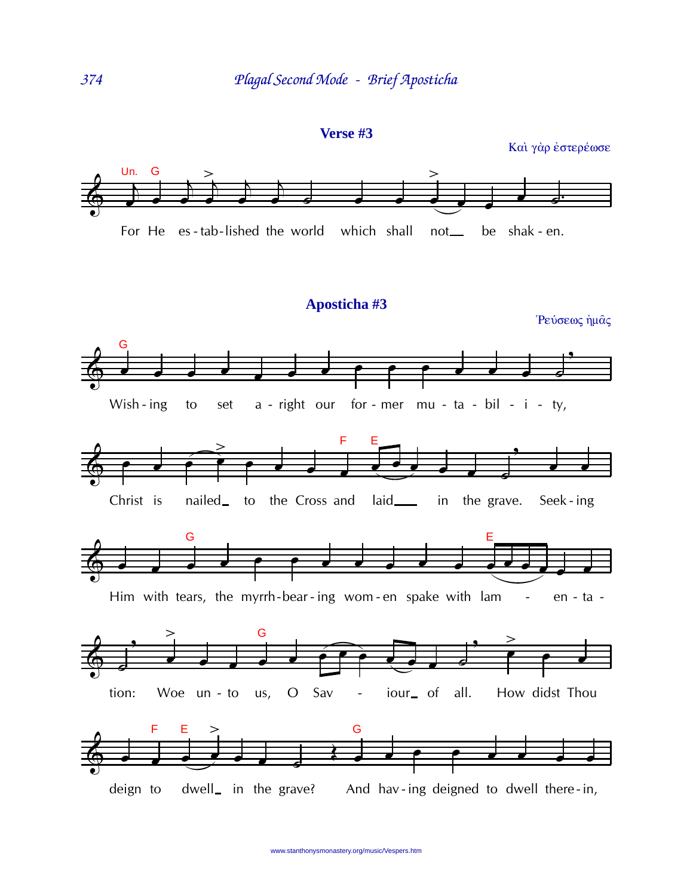## Verse #3

Καὶ γὰρ ἐστερέωσε

For He es-tab-lished the world which shall not be shak-en.

## Aposticha #3

Ῥεύσεως ἡμᾶς

Wish-ing to set a-right our for-mer mu-ta-bil-i-ty,

Christ is nailed to the Cross and laid in the grave. Seek-ing

Him with tears, the myrrh-bear-ing wom-en spake with lam-en-ta-

tion: Woe un-to us, O Sav-iour of all. How didst Thou

deign to dwell in the grave? And hav-ing deigned to dwell there-in,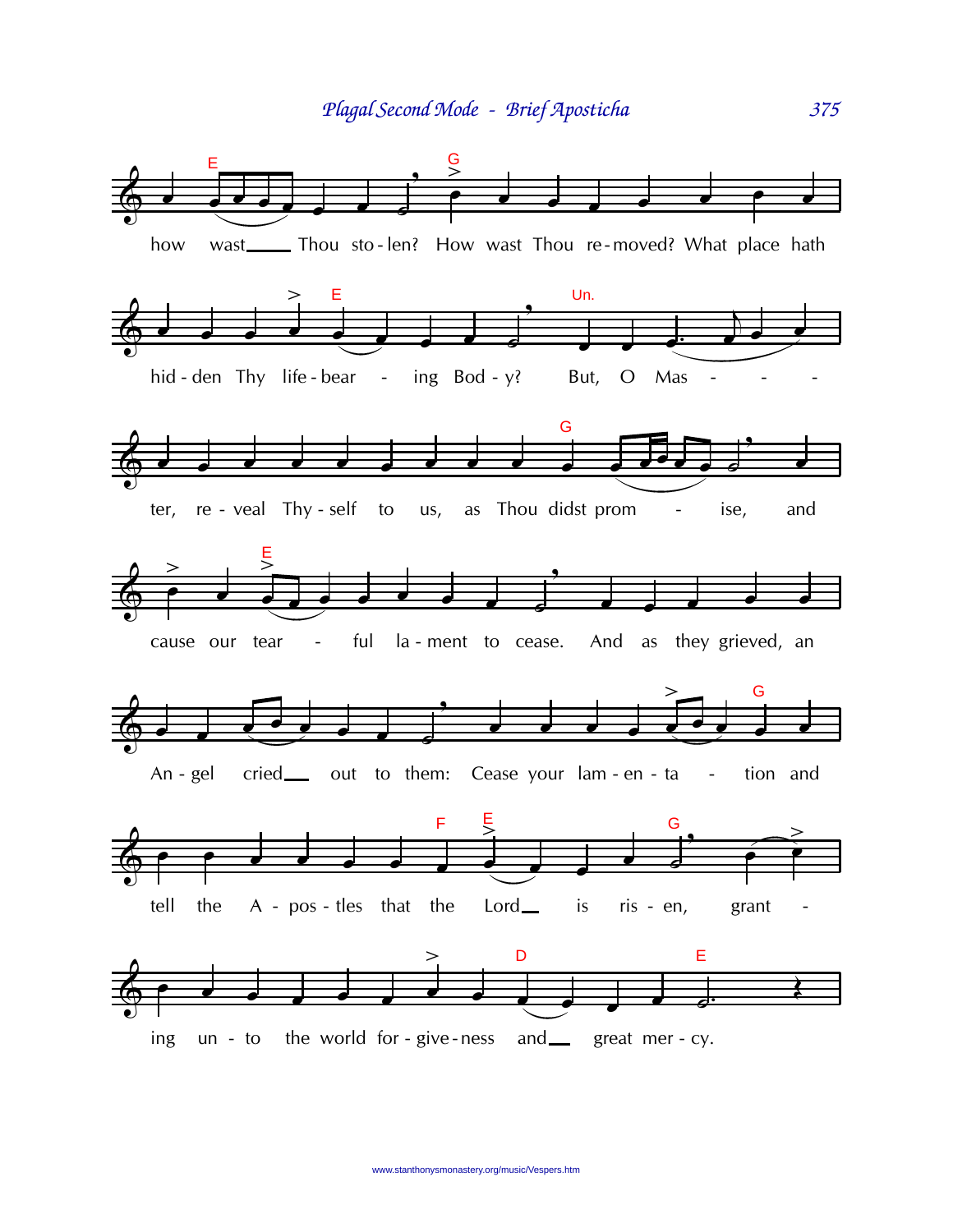how wast Thou sto-len? How wast Thou re-moved? What place hath hid-den Thy life-bear-ing Bod-y? But, O Mas-ter, re-veal Thy-self to us, as Thou didst prom-ise, and cause our tear-ful la-ment to cease. And as they grieved, an An-gel cried out to them: Cease your lam-en-ta-tion and tell the A-pos-tles that the Lord is ris-en, grant-ing un-to the world for-give-ness and great mer-cy.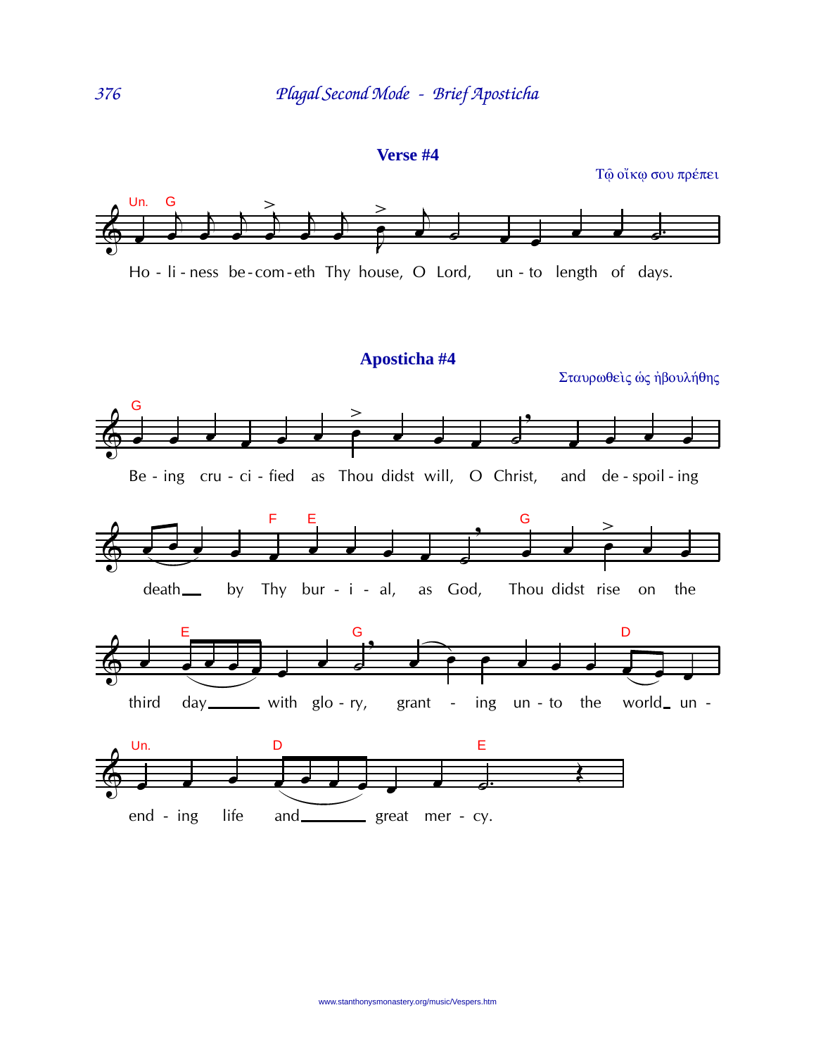## Verse #4

Τῷ οἴκῳ σου πρέπει

Un. G

Ho - li - ness be - com - eth Thy house, O Lord, un - to length of days.

## Aposticha #4

Σταυρωθεὶς ὡς ἠβουλήθης

G

Be - ing cru - ci - fied as Thou didst will, O Christ, and de - spoil - ing

F E G

death__ by Thy bur - i - al, as God, Thou didst rise on the

E G D

third day______ with glo - ry, grant - ing un - to the world_ un -

Un. D E

end - ing life and________ great mer - cy.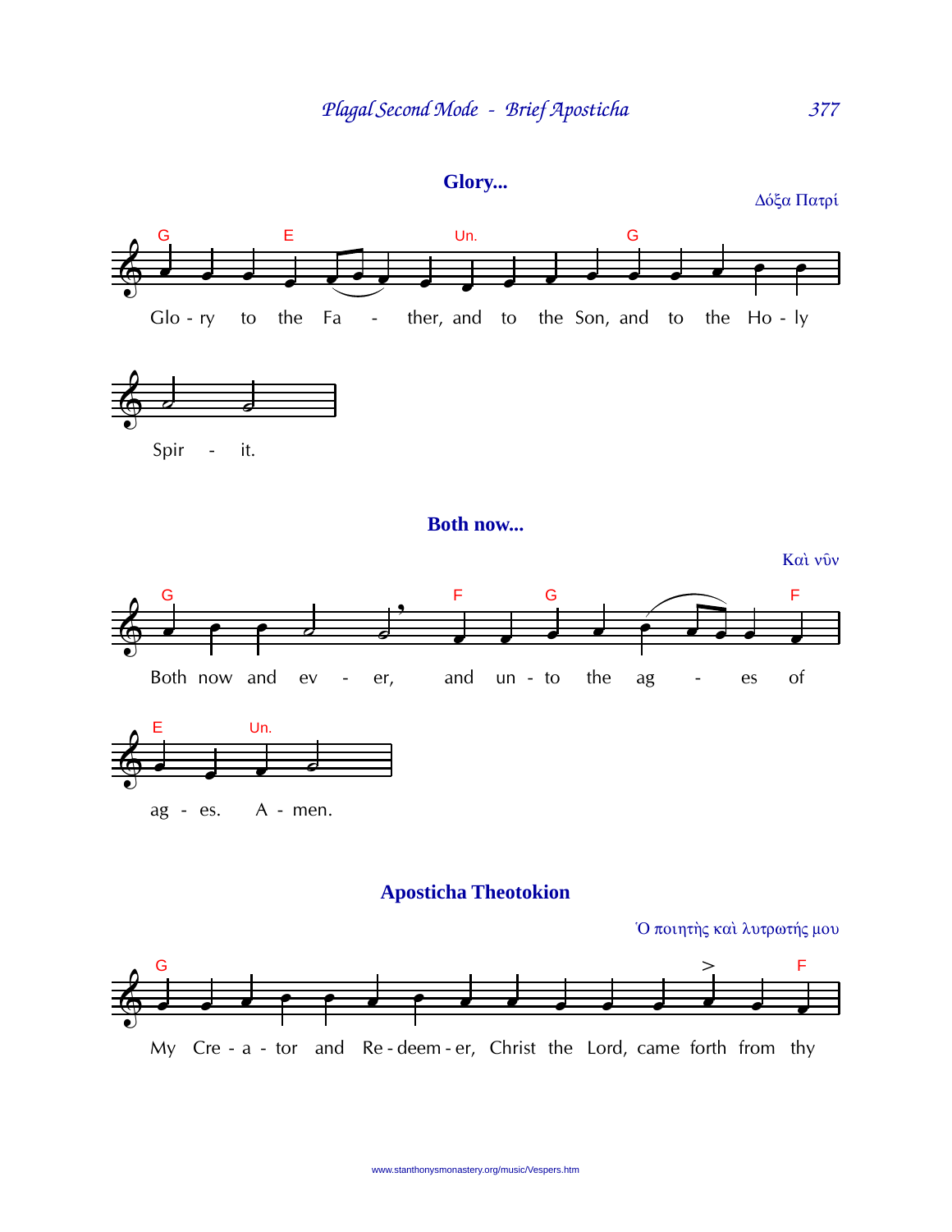## Glory...

Δόξα Πατρί

Glo - ry to the Fa - ther, and to the Son, and to the Ho - ly Spir - it.

## Both now...

Καὶ νῦν

Both now and ev - er, and un - to the ag - es of ag - es. A - men.

## Aposticha Theotokion

Ὁ ποιητὴς καὶ λυτρωτής μου

My Cre - a - tor and Re - deem - er, Christ the Lord, came forth from thy

www.stanthonysmonastery.org/music/Vespers.htm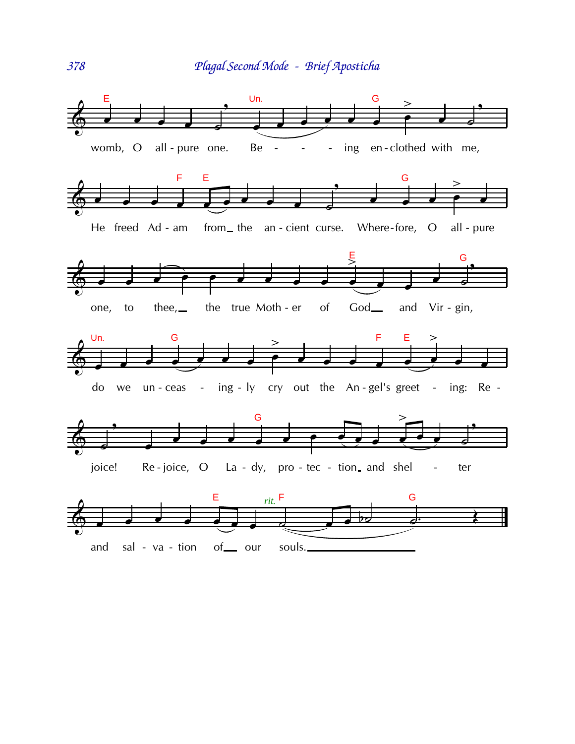womb, O all-pure one. Being enclothed with me,

He freed Adam from the ancient curse. Wherefore, O all-pure

one, to thee, the true Mother of God and Virgin,

do we unceasingly cry out the Angel's greeting: Re-

joice! Rejoice, O Lady, protection and shelter

and salvation of our souls.